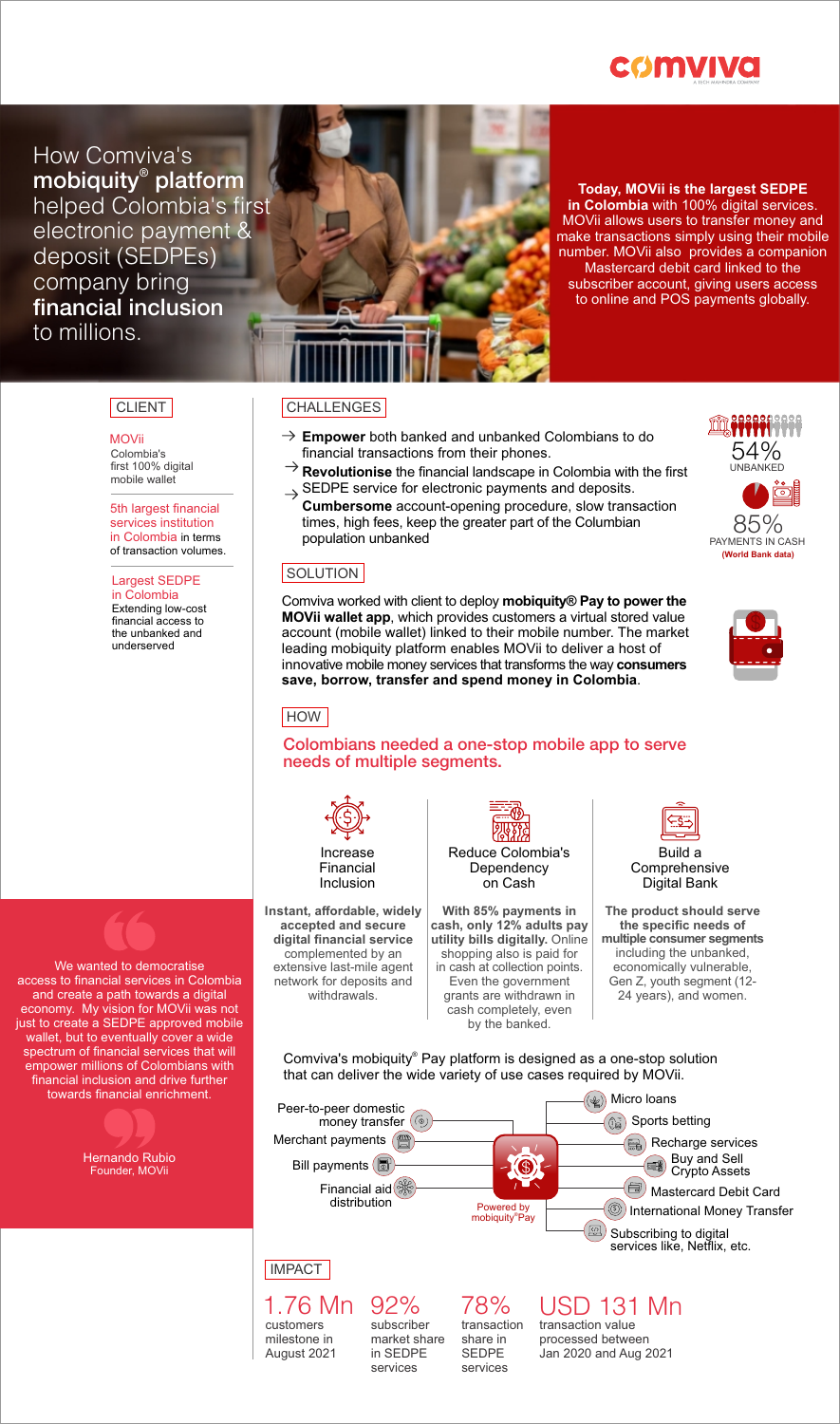comviva
A TECH MAHINDRA COMPANY

# How Comviva's **mobiquity® platform** helped Colombia's first electronic payment & deposit (SEDPEs) company bring **financial inclusion** to millions.

**Today, MOVii is the largest SEDPE in Colombia** with 100% digital services. MOVii allows users to transfer money and make transactions simply using their mobile number. MOVii also provides a companion Mastercard debit card linked to the subscriber account, giving users access to online and POS payments globally.

## CLIENT

**MOVii**
Colombia's first 100% digital mobile wallet

**5th largest financial services institution in Colombia** in terms of transaction volumes.

**Largest SEDPE in Colombia**
Extending low-cost financial access to the unbanked and underserved

## CHALLENGES

- → **Empower** both banked and unbanked Colombians to do financial transactions from their phones.
- → **Revolutionise** the financial landscape in Colombia with the first SEDPE service for electronic payments and deposits.
- → **Cumbersome** account-opening procedure, slow transaction times, high fees, keep the greater part of the Columbian population unbanked

54% UNBANKED

85% PAYMENTS IN CASH
**(World Bank data)**

## SOLUTION

Comviva worked with client to deploy **mobiquity® Pay to power the MOVii wallet app**, which provides customers a virtual stored value account (mobile wallet) linked to their mobile number. The market leading mobiquity platform enables MOVii to deliver a host of innovative mobile money services that transforms the way **consumers save, borrow, transfer and spend money in Colombia**.

## HOW

### Colombians needed a one-stop mobile app to serve needs of multiple segments.

**Increase Financial Inclusion**

**Instant, affordable, widely accepted and secure digital financial service** complemented by an extensive last-mile agent network for deposits and withdrawals.

**Reduce Colombia's Dependency on Cash**

**With 85% payments in cash, only 12% adults pay utility bills digitally.** Online shopping also is paid for in cash at collection points. Even the government grants are withdrawn in cash completely, even by the banked.

**Build a Comprehensive Digital Bank**

**The product should serve the specific needs of multiple consumer segments** including the unbanked, economically vulnerable, Gen Z, youth segment (12-24 years), and women.

> We wanted to democratise access to financial services in Colombia and create a path towards a digital economy. My vision for MOVii was not just to create a SEDPE approved mobile wallet, but to eventually cover a wide spectrum of financial services that will empower millions of Colombians with financial inclusion and drive further towards financial enrichment.
>
> Hernando Rubio
> Founder, MOVii

Comviva's mobiquity® Pay platform is designed as a one-stop solution that can deliver the wide variety of use cases required by MOVii.

- Peer-to-peer domestic money transfer
- Merchant payments
- Bill payments
- Financial aid distribution

Powered by mobiquity®Pay

- Micro loans
- Sports betting
- Recharge services
- Buy and Sell Crypto Assets
- Mastercard Debit Card
- International Money Transfer
- Subscribing to digital services like, Netflix, etc.

## IMPACT

**1.76 Mn** customers milestone in August 2021

**92%** subscriber market share in SEDPE services

**78%** transaction share in SEDPE services

**USD 131 Mn** transaction value processed between Jan 2020 and Aug 2021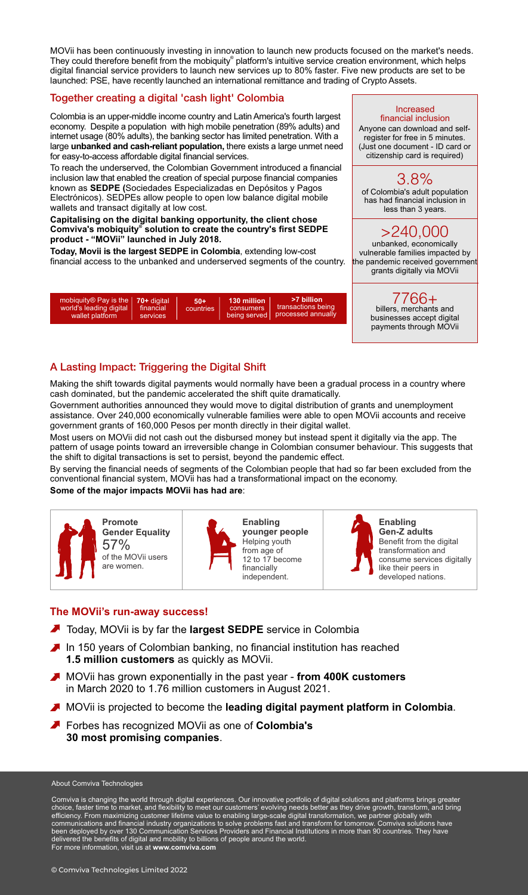MOVii has been continuously investing in innovation to launch new products focused on the market's needs. They could therefore benefit from the mobiquity® platform's intuitive service creation environment, which helps digital financial service providers to launch new services up to 80% faster. Five new products are set to be launched: PSE, have recently launched an international remittance and trading of Crypto Assets.

## Together creating a digital 'cash light' Colombia

Colombia is an upper-middle income country and Latin America's fourth largest economy. Despite a population with high mobile penetration (89% adults) and internet usage (80% adults), the banking sector has limited penetration. With a large **unbanked and cash-reliant population,** there exists a large unmet need for easy-to-access affordable digital financial services.

To reach the underserved, the Colombian Government introduced a financial inclusion law that enabled the creation of special purpose financial companies known as **SEDPE (**Sociedades Especializadas en Depósitos y Pagos Electrónicos). SEDPEs allow people to open low balance digital mobile wallets and transact digitally at low cost.

**Capitalising on the digital banking opportunity, the client chose Comviva's mobiquity® solution to create the country's first SEDPE product - "MOVii" launched in July 2018.**

**Today, Movii is the largest SEDPE in Colombia**, extending low-cost financial access to the unbanked and underserved segments of the country.

| | | | | |
|---|---|---|---|---|
| mobiquity® Pay is the world's leading digital wallet platform | **70+** digital financial services | **50+** countries | **130 million** consumers being served | **>7 billion** transactions being processed annually |

Increased financial inclusion
Anyone can download and self-register for free in 5 minutes. (Just one document - ID card or citizenship card is required)

3.8%
of Colombia's adult population has had financial inclusion in less than 3 years.

>240,000
unbanked, economically vulnerable families impacted by the pandemic received government grants digitally via MOVii

7766+
billers, merchants and businesses accept digital payments through MOVii

## A Lasting Impact: Triggering the Digital Shift

Making the shift towards digital payments would normally have been a gradual process in a country where cash dominated, but the pandemic accelerated the shift quite dramatically.

Government authorities announced they would move to digital distribution of grants and unemployment assistance. Over 240,000 economically vulnerable families were able to open MOVii accounts and receive government grants of 160,000 Pesos per month directly in their digital wallet.

Most users on MOVii did not cash out the disbursed money but instead spent it digitally via the app. The pattern of usage points toward an irreversible change in Colombian consumer behaviour. This suggests that the shift to digital transactions is set to persist, beyond the pandemic effect.

By serving the financial needs of segments of the Colombian people that had so far been excluded from the conventional financial system, MOVii has had a transformational impact on the economy.

**Some of the major impacts MOVii has had are**:

**Promote Gender Equality**
57%
of the MOVii users are women.

**Enabling younger people**
Helping youth from age of 12 to 17 become financially independent.

**Enabling Gen-Z adults**
Benefit from the digital transformation and consume services digitally like their peers in developed nations.

### The MOVii's run-away success!

- Today, MOVii is by far the **largest SEDPE** service in Colombia
- In 150 years of Colombian banking, no financial institution has reached **1.5 million customers** as quickly as MOVii.
- MOVii has grown exponentially in the past year - **from 400K customers** in March 2020 to 1.76 million customers in August 2021.
- MOVii is projected to become the **leading digital payment platform in Colombia**.
- Forbes has recognized MOVii as one of **Colombia's 30 most promising companies**.

About Comviva Technologies

Comviva is changing the world through digital experiences. Our innovative portfolio of digital solutions and platforms brings greater choice, faster time to market, and flexibility to meet our customers' evolving needs better as they drive growth, transform, and bring efficiency. From maximizing customer lifetime value to enabling large-scale digital transformation, we partner globally with communications and financial industry organizations to solve problems fast and transform for tomorrow. Comviva solutions have been deployed by over 130 Communication Services Providers and Financial Institutions in more than 90 countries. They have delivered the benefits of digital and mobility to billions of people around the world.
For more information, visit us at **www.comviva.com**

© Comviva Technologies Limited 2022